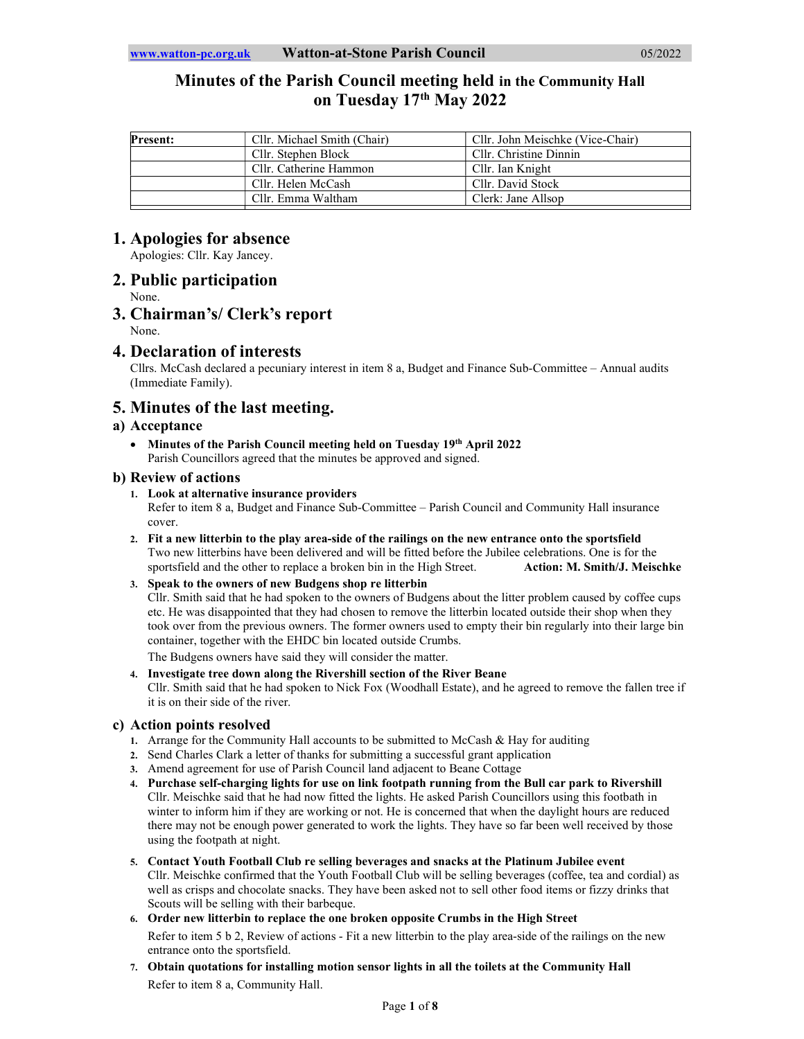# Minutes of the Parish Council meeting held in the Community Hall on Tuesday 17th May 2022

| Present: | Cllr. Michael Smith (Chair) | Cllr. John Meischke (Vice-Chair) |
|---|---|---|
| | Cllr. Stephen Block | Cllr. Christine Dinnin |
| | Cllr. Catherine Hammon | Cllr. Ian Knight |
| | Cllr. Helen McCash | Cllr. David Stock |
| | Cllr. Emma Waltham | Clerk: Jane Allsop |

## 1. Apologies for absence

Apologies: Cllr. Kay Jancey.

## 2. Public participation

None.

## 3. Chairman's/ Clerk's report

None.

## 4. Declaration of interests

Cllrs. McCash declared a pecuniary interest in item 8 a, Budget and Finance Sub-Committee – Annual audits (Immediate Family).

## 5. Minutes of the last meeting.

### a) Acceptance

- **Minutes of the Parish Council meeting held on Tuesday 19th April 2022**
  Parish Councillors agreed that the minutes be approved and signed.

### b) Review of actions

1. **Look at alternative insurance providers**
   Refer to item 8 a, Budget and Finance Sub-Committee – Parish Council and Community Hall insurance cover.
2. **Fit a new litterbin to the play area-side of the railings on the new entrance onto the sportsfield**
   Two new litterbins have been delivered and will be fitted before the Jubilee celebrations. One is for the sportsfield and the other to replace a broken bin in the High Street. **Action: M. Smith/J. Meischke**
3. **Speak to the owners of new Budgens shop re litterbin**
   Cllr. Smith said that he had spoken to the owners of Budgens about the litter problem caused by coffee cups etc. He was disappointed that they had chosen to remove the litterbin located outside their shop when they took over from the previous owners. The former owners used to empty their bin regularly into their large bin container, together with the EHDC bin located outside Crumbs.
   The Budgens owners have said they will consider the matter.
4. **Investigate tree down along the Rivershill section of the River Beane**
   Cllr. Smith said that he had spoken to Nick Fox (Woodhall Estate), and he agreed to remove the fallen tree if it is on their side of the river.

### c) Action points resolved

1. Arrange for the Community Hall accounts to be submitted to McCash & Hay for auditing
2. Send Charles Clark a letter of thanks for submitting a successful grant application
3. Amend agreement for use of Parish Council land adjacent to Beane Cottage
4. **Purchase self-charging lights for use on link footpath running from the Bull car park to Rivershill**
   Cllr. Meischke said that he had now fitted the lights. He asked Parish Councillors using this footbath in winter to inform him if they are working or not. He is concerned that when the daylight hours are reduced there may not be enough power generated to work the lights. They have so far been well received by those using the footpath at night.
5. **Contact Youth Football Club re selling beverages and snacks at the Platinum Jubilee event**
   Cllr. Meischke confirmed that the Youth Football Club will be selling beverages (coffee, tea and cordial) as well as crisps and chocolate snacks. They have been asked not to sell other food items or fizzy drinks that Scouts will be selling with their barbeque.
6. **Order new litterbin to replace the one broken opposite Crumbs in the High Street**
   Refer to item 5 b 2, Review of actions - Fit a new litterbin to the play area-side of the railings on the new entrance onto the sportsfield.
7. **Obtain quotations for installing motion sensor lights in all the toilets at the Community Hall**
   Refer to item 8 a, Community Hall.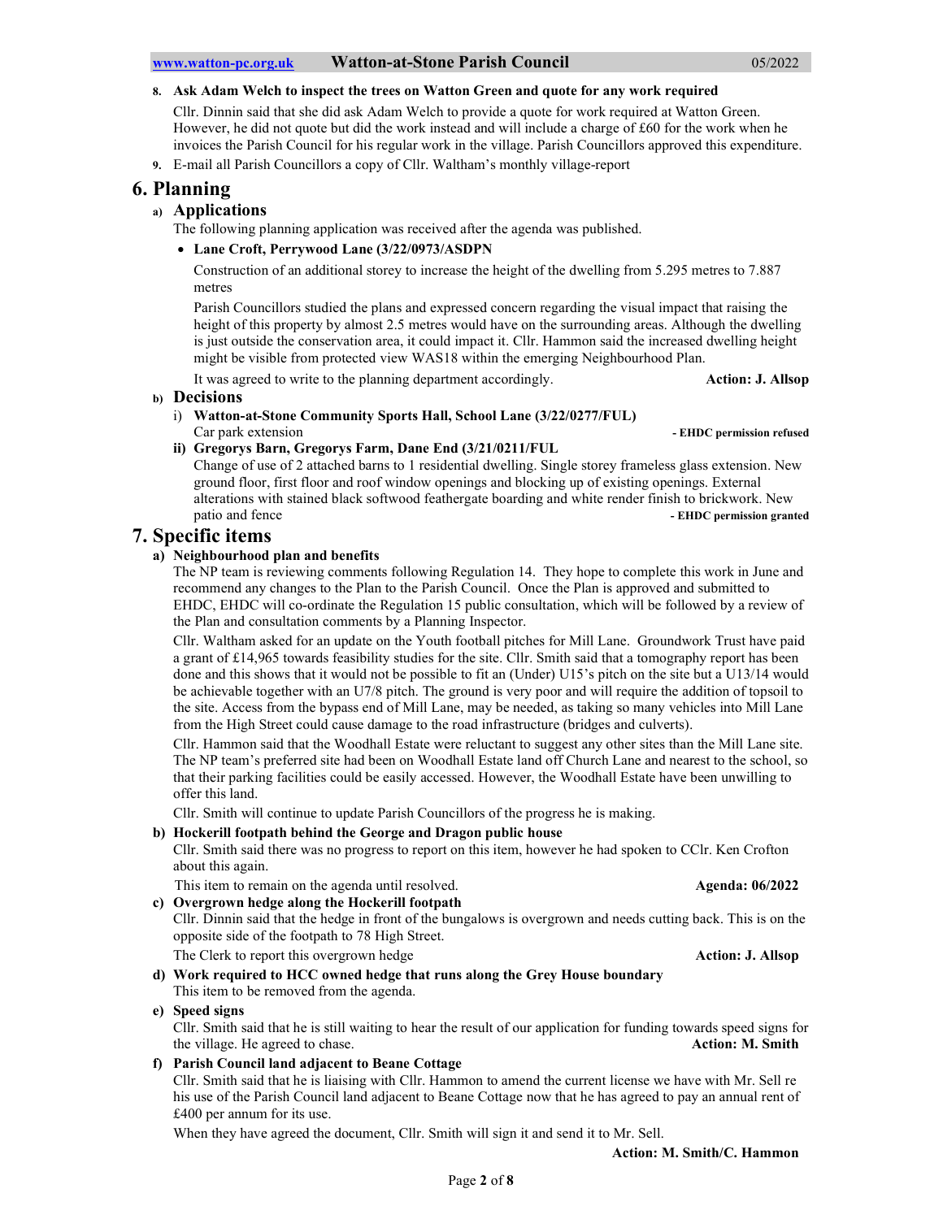8. **Ask Adam Welch to inspect the trees on Watton Green and quote for any work required**

   Cllr. Dinnin said that she did ask Adam Welch to provide a quote for work required at Watton Green. However, he did not quote but did the work instead and will include a charge of £60 for the work when he invoices the Parish Council for his regular work in the village. Parish Councillors approved this expenditure.

9. E-mail all Parish Councillors a copy of Cllr. Waltham's monthly village-report

## 6. Planning

### a) Applications

The following planning application was received after the agenda was published.

- **Lane Croft, Perrywood Lane (3/22/0973/ASDPN**

  Construction of an additional storey to increase the height of the dwelling from 5.295 metres to 7.887 metres

  Parish Councillors studied the plans and expressed concern regarding the visual impact that raising the height of this property by almost 2.5 metres would have on the surrounding areas. Although the dwelling is just outside the conservation area, it could impact it. Cllr. Hammon said the increased dwelling height might be visible from protected view WAS18 within the emerging Neighbourhood Plan.

  It was agreed to write to the planning department accordingly. **Action: J. Allsop**

### b) Decisions

i) **Watton-at-Stone Community Sports Hall, School Lane (3/22/0277/FUL)**
Car park extension **- EHDC permission refused**

ii) **Gregorys Barn, Gregorys Farm, Dane End (3/21/0211/FUL**
Change of use of 2 attached barns to 1 residential dwelling. Single storey frameless glass extension. New ground floor, first floor and roof window openings and blocking up of existing openings. External alterations with stained black softwood feathergate boarding and white render finish to brickwork. New patio and fence **- EHDC permission granted**

## 7. Specific items

**a) Neighbourhood plan and benefits**

The NP team is reviewing comments following Regulation 14. They hope to complete this work in June and recommend any changes to the Plan to the Parish Council. Once the Plan is approved and submitted to EHDC, EHDC will co-ordinate the Regulation 15 public consultation, which will be followed by a review of the Plan and consultation comments by a Planning Inspector.

Cllr. Waltham asked for an update on the Youth football pitches for Mill Lane. Groundwork Trust have paid a grant of £14,965 towards feasibility studies for the site. Cllr. Smith said that a tomography report has been done and this shows that it would not be possible to fit an (Under) U15's pitch on the site but a U13/14 would be achievable together with an U7/8 pitch. The ground is very poor and will require the addition of topsoil to the site. Access from the bypass end of Mill Lane, may be needed, as taking so many vehicles into Mill Lane from the High Street could cause damage to the road infrastructure (bridges and culverts).

Cllr. Hammon said that the Woodhall Estate were reluctant to suggest any other sites than the Mill Lane site. The NP team's preferred site had been on Woodhall Estate land off Church Lane and nearest to the school, so that their parking facilities could be easily accessed. However, the Woodhall Estate have been unwilling to offer this land.

Cllr. Smith will continue to update Parish Councillors of the progress he is making.

**b) Hockerill footpath behind the George and Dragon public house**

Cllr. Smith said there was no progress to report on this item, however he had spoken to CCllr. Ken Crofton about this again.

This item to remain on the agenda until resolved. **Agenda: 06/2022**

**c) Overgrown hedge along the Hockerill footpath**

Cllr. Dinnin said that the hedge in front of the bungalows is overgrown and needs cutting back. This is on the opposite side of the footpath to 78 High Street.

The Clerk to report this overgrown hedge **Action: J. Allsop**

**d) Work required to HCC owned hedge that runs along the Grey House boundary**

This item to be removed from the agenda.

**e) Speed signs**

Cllr. Smith said that he is still waiting to hear the result of our application for funding towards speed signs for the village. He agreed to chase. **Action: M. Smith**

**f) Parish Council land adjacent to Beane Cottage**

Cllr. Smith said that he is liaising with Cllr. Hammon to amend the current license we have with Mr. Sell re his use of the Parish Council land adjacent to Beane Cottage now that he has agreed to pay an annual rent of £400 per annum for its use.

When they have agreed the document, Cllr. Smith will sign it and send it to Mr. Sell.

**Action: M. Smith/C. Hammon**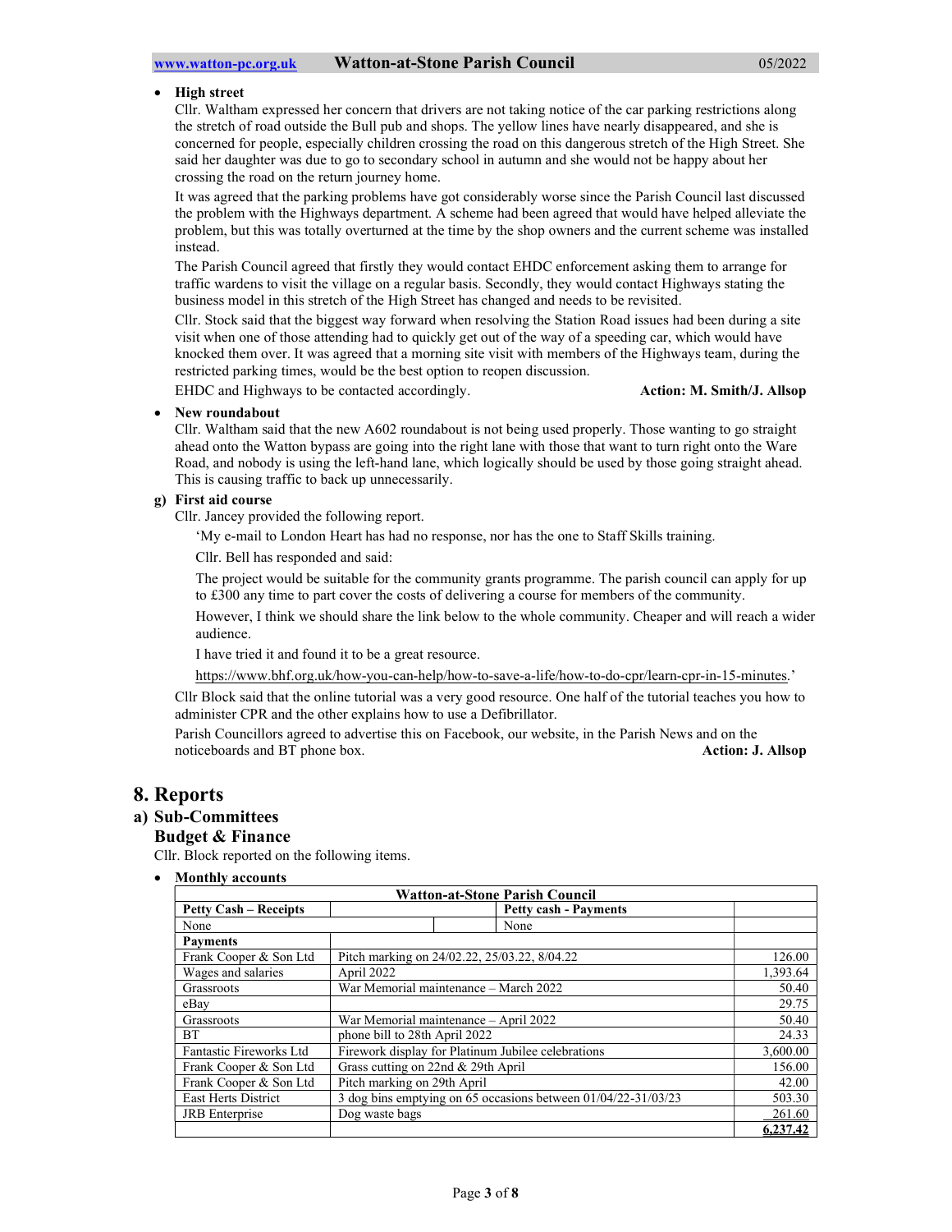- **High street**

  Cllr. Waltham expressed her concern that drivers are not taking notice of the car parking restrictions along the stretch of road outside the Bull pub and shops. The yellow lines have nearly disappeared, and she is concerned for people, especially children crossing the road on this dangerous stretch of the High Street. She said her daughter was due to go to secondary school in autumn and she would not be happy about her crossing the road on the return journey home.

  It was agreed that the parking problems have got considerably worse since the Parish Council last discussed the problem with the Highways department. A scheme had been agreed that would have helped alleviate the problem, but this was totally overturned at the time by the shop owners and the current scheme was installed instead.

  The Parish Council agreed that firstly they would contact EHDC enforcement asking them to arrange for traffic wardens to visit the village on a regular basis. Secondly, they would contact Highways stating the business model in this stretch of the High Street has changed and needs to be revisited.

  Cllr. Stock said that the biggest way forward when resolving the Station Road issues had been during a site visit when one of those attending had to quickly get out of the way of a speeding car, which would have knocked them over. It was agreed that a morning site visit with members of the Highways team, during the restricted parking times, would be the best option to reopen discussion.

  EHDC and Highways to be contacted accordingly. **Action: M. Smith/J. Allsop**

- **New roundabout**

  Cllr. Waltham said that the new A602 roundabout is not being used properly. Those wanting to go straight ahead onto the Watton bypass are going into the right lane with those that want to turn right onto the Ware Road, and nobody is using the left-hand lane, which logically should be used by those going straight ahead. This is causing traffic to back up unnecessarily.

**g) First aid course**

Cllr. Jancey provided the following report.

> 'My e-mail to London Heart has had no response, nor has the one to Staff Skills training.
>
> Cllr. Bell has responded and said:
>
> The project would be suitable for the community grants programme. The parish council can apply for up to £300 any time to part cover the costs of delivering a course for members of the community.
>
> However, I think we should share the link below to the whole community. Cheaper and will reach a wider audience.
>
> I have tried it and found it to be a great resource.
>
> https://www.bhf.org.uk/how-you-can-help/how-to-save-a-life/how-to-do-cpr/learn-cpr-in-15-minutes.'

Cllr Block said that the online tutorial was a very good resource. One half of the tutorial teaches you how to administer CPR and the other explains how to use a Defibrillator.

Parish Councillors agreed to advertise this on Facebook, our website, in the Parish News and on the noticeboards and BT phone box. **Action: J. Allsop**

# 8. Reports

## a) Sub-Committees

### Budget & Finance

Cllr. Block reported on the following items.

- **Monthly accounts**

| Watton-at-Stone Parish Council | | |
|---|---|---|
| **Petty Cash – Receipts** | **Petty cash - Payments** | |
| None | None | |
| **Payments** | | |
| Frank Cooper & Son Ltd | Pitch marking on 24/02.22, 25/03.22, 8/04.22 | 126.00 |
| Wages and salaries | April 2022 | 1,393.64 |
| Grassroots | War Memorial maintenance – March 2022 | 50.40 |
| eBay | | 29.75 |
| Grassroots | War Memorial maintenance – April 2022 | 50.40 |
| BT | phone bill to 28th April 2022 | 24.33 |
| Fantastic Fireworks Ltd | Firework display for Platinum Jubilee celebrations | 3,600.00 |
| Frank Cooper & Son Ltd | Grass cutting on 22nd & 29th April | 156.00 |
| Frank Cooper & Son Ltd | Pitch marking on 29th April | 42.00 |
| East Herts District | 3 dog bins emptying on 65 occasions between 01/04/22-31/03/23 | 503.30 |
| JRB Enterprise | Dog waste bags | 261.60 |
| | | **6,237.42** |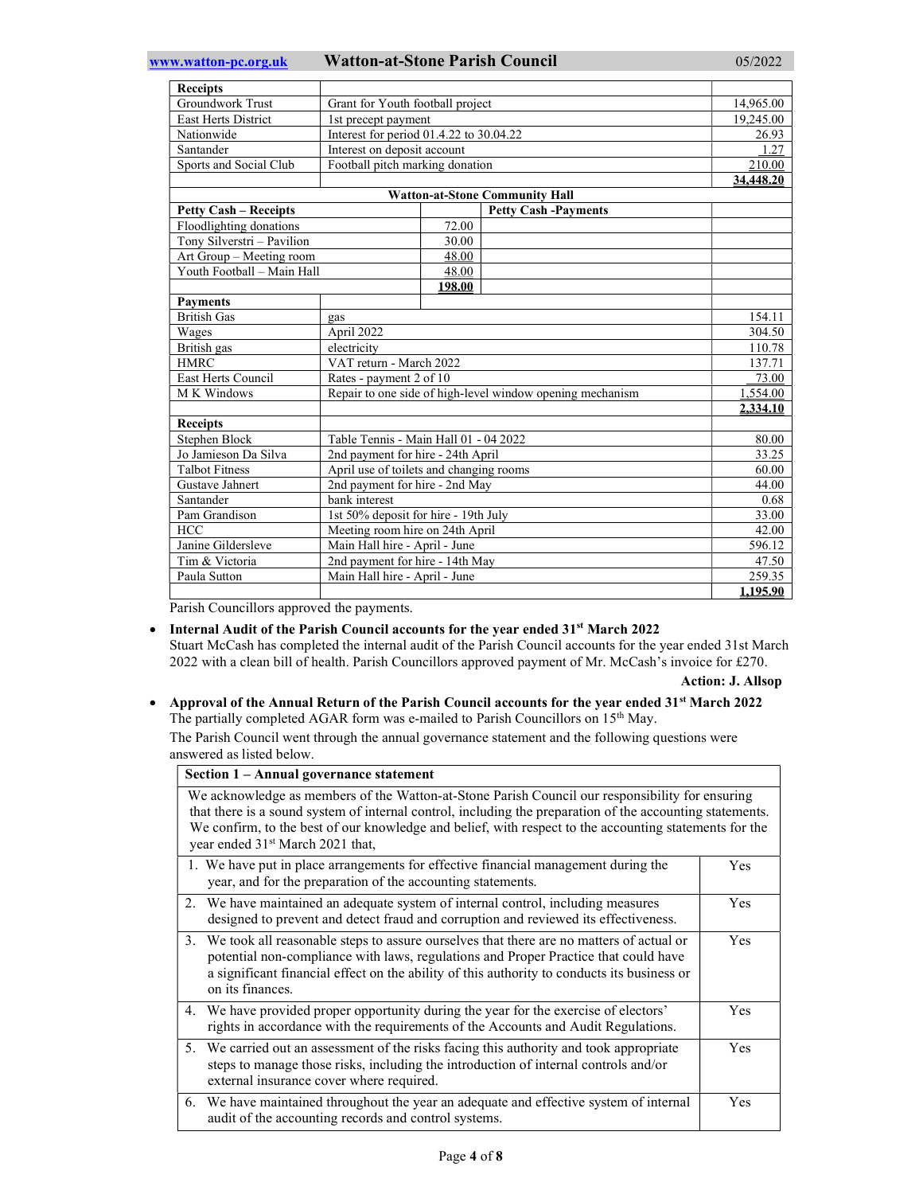| Receipts | | |
|---|---|---|
| Groundwork Trust | Grant for Youth football project | 14,965.00 |
| East Herts District | 1st precept payment | 19,245.00 |
| Nationwide | Interest for period 01.4.22 to 30.04.22 | 26.93 |
| Santander | Interest on deposit account | 1.27 |
| Sports and Social Club | Football pitch marking donation | 210.00 |
| | | **34,448.20** |

**Watton-at-Stone Community Hall**

| Petty Cash – Receipts | | Petty Cash -Payments | |
|---|---|---|---|
| Floodlighting donations | 72.00 | | |
| Tony Silverstri – Pavilion | 30.00 | | |
| Art Group – Meeting room | 48.00 | | |
| Youth Football – Main Hall | 48.00 | | |
| | **198.00** | | |

| Payments | | |
|---|---|---|
| British Gas | gas | 154.11 |
| Wages | April 2022 | 304.50 |
| British gas | electricity | 110.78 |
| HMRC | VAT return - March 2022 | 137.71 |
| East Herts Council | Rates - payment 2 of 10 | 73.00 |
| M K Windows | Repair to one side of high-level window opening mechanism | 1,554.00 |
| | | **2,334.10** |

| Receipts | | |
|---|---|---|
| Stephen Block | Table Tennis - Main Hall 01 - 04 2022 | 80.00 |
| Jo Jamieson Da Silva | 2nd payment for hire - 24th April | 33.25 |
| Talbot Fitness | April use of toilets and changing rooms | 60.00 |
| Gustave Jahnert | 2nd payment for hire - 2nd May | 44.00 |
| Santander | bank interest | 0.68 |
| Pam Grandison | 1st 50% deposit for hire - 19th July | 33.00 |
| HCC | Meeting room hire on 24th April | 42.00 |
| Janine Gildersleve | Main Hall hire - April - June | 596.12 |
| Tim & Victoria | 2nd payment for hire - 14th May | 47.50 |
| Paula Sutton | Main Hall hire - April - June | 259.35 |
| | | **1,195.90** |

Parish Councillors approved the payments.

- **Internal Audit of the Parish Council accounts for the year ended 31st March 2022**
  Stuart McCash has completed the internal audit of the Parish Council accounts for the year ended 31st March 2022 with a clean bill of health. Parish Councillors approved payment of Mr. McCash's invoice for £270.

  **Action: J. Allsop**

- **Approval of the Annual Return of the Parish Council accounts for the year ended 31st March 2022**
  The partially completed AGAR form was e-mailed to Parish Councillors on 15th May.
  The Parish Council went through the annual governance statement and the following questions were answered as listed below.

| Section 1 – Annual governance statement | |
|---|---|
| We acknowledge as members of the Watton-at-Stone Parish Council our responsibility for ensuring that there is a sound system of internal control, including the preparation of the accounting statements. We confirm, to the best of our knowledge and belief, with respect to the accounting statements for the year ended 31st March 2021 that, | |
| 1. We have put in place arrangements for effective financial management during the year, and for the preparation of the accounting statements. | Yes |
| 2. We have maintained an adequate system of internal control, including measures designed to prevent and detect fraud and corruption and reviewed its effectiveness. | Yes |
| 3. We took all reasonable steps to assure ourselves that there are no matters of actual or potential non-compliance with laws, regulations and Proper Practice that could have a significant financial effect on the ability of this authority to conducts its business or on its finances. | Yes |
| 4. We have provided proper opportunity during the year for the exercise of electors' rights in accordance with the requirements of the Accounts and Audit Regulations. | Yes |
| 5. We carried out an assessment of the risks facing this authority and took appropriate steps to manage those risks, including the introduction of internal controls and/or external insurance cover where required. | Yes |
| 6. We have maintained throughout the year an adequate and effective system of internal audit of the accounting records and control systems. | Yes |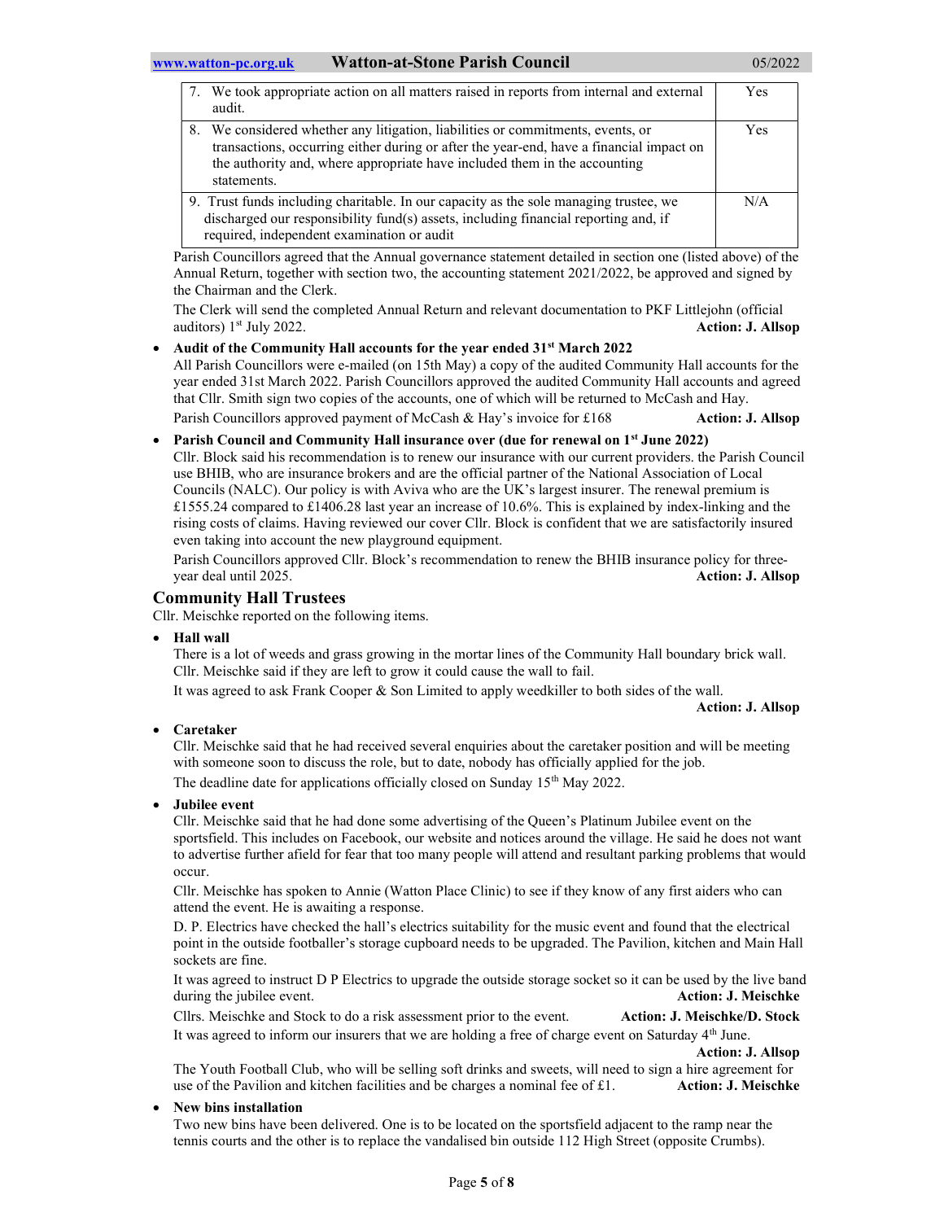| | |
|---|---|
| 7. We took appropriate action on all matters raised in reports from internal and external audit. | Yes |
| 8. We considered whether any litigation, liabilities or commitments, events, or transactions, occurring either during or after the year-end, have a financial impact on the authority and, where appropriate have included them in the accounting statements. | Yes |
| 9. Trust funds including charitable. In our capacity as the sole managing trustee, we discharged our responsibility fund(s) assets, including financial reporting and, if required, independent examination or audit | N/A |

Parish Councillors agreed that the Annual governance statement detailed in section one (listed above) of the Annual Return, together with section two, the accounting statement 2021/2022, be approved and signed by the Chairman and the Clerk.

The Clerk will send the completed Annual Return and relevant documentation to PKF Littlejohn (official auditors) 1st July 2022. **Action: J. Allsop**

- **Audit of the Community Hall accounts for the year ended 31st March 2022**

  All Parish Councillors were e-mailed (on 15th May) a copy of the audited Community Hall accounts for the year ended 31st March 2022. Parish Councillors approved the audited Community Hall accounts and agreed that Cllr. Smith sign two copies of the accounts, one of which will be returned to McCash and Hay.

  Parish Councillors approved payment of McCash & Hay's invoice for £168 **Action: J. Allsop**

- **Parish Council and Community Hall insurance over (due for renewal on 1st June 2022)**

  Cllr. Block said his recommendation is to renew our insurance with our current providers. the Parish Council use BHIB, who are insurance brokers and are the official partner of the National Association of Local Councils (NALC). Our policy is with Aviva who are the UK's largest insurer. The renewal premium is £1555.24 compared to £1406.28 last year an increase of 10.6%. This is explained by index-linking and the rising costs of claims. Having reviewed our cover Cllr. Block is confident that we are satisfactorily insured even taking into account the new playground equipment.

  Parish Councillors approved Cllr. Block's recommendation to renew the BHIB insurance policy for three-year deal until 2025. **Action: J. Allsop**

## Community Hall Trustees

Cllr. Meischke reported on the following items.

- **Hall wall**

  There is a lot of weeds and grass growing in the mortar lines of the Community Hall boundary brick wall. Cllr. Meischke said if they are left to grow it could cause the wall to fail.

  It was agreed to ask Frank Cooper & Son Limited to apply weedkiller to both sides of the wall. **Action: J. Allsop**

- **Caretaker**

  Cllr. Meischke said that he had received several enquiries about the caretaker position and will be meeting with someone soon to discuss the role, but to date, nobody has officially applied for the job.

  The deadline date for applications officially closed on Sunday 15th May 2022.

- **Jubilee event**

  Cllr. Meischke said that he had done some advertising of the Queen's Platinum Jubilee event on the sportsfield. This includes on Facebook, our website and notices around the village. He said he does not want to advertise further afield for fear that too many people will attend and resultant parking problems that would occur.

  Cllr. Meischke has spoken to Annie (Watton Place Clinic) to see if they know of any first aiders who can attend the event. He is awaiting a response.

  D. P. Electrics have checked the hall's electrics suitability for the music event and found that the electrical point in the outside footballer's storage cupboard needs to be upgraded. The Pavilion, kitchen and Main Hall sockets are fine.

  It was agreed to instruct D P Electrics to upgrade the outside storage socket so it can be used by the live band during the jubilee event. **Action: J. Meischke**

  Cllrs. Meischke and Stock to do a risk assessment prior to the event. **Action: J. Meischke/D. Stock**

  It was agreed to inform our insurers that we are holding a free of charge event on Saturday 4th June. **Action: J. Allsop**

  The Youth Football Club, who will be selling soft drinks and sweets, will need to sign a hire agreement for use of the Pavilion and kitchen facilities and be charges a nominal fee of £1. **Action: J. Meischke**

- **New bins installation**

  Two new bins have been delivered. One is to be located on the sportsfield adjacent to the ramp near the tennis courts and the other is to replace the vandalised bin outside 112 High Street (opposite Crumbs).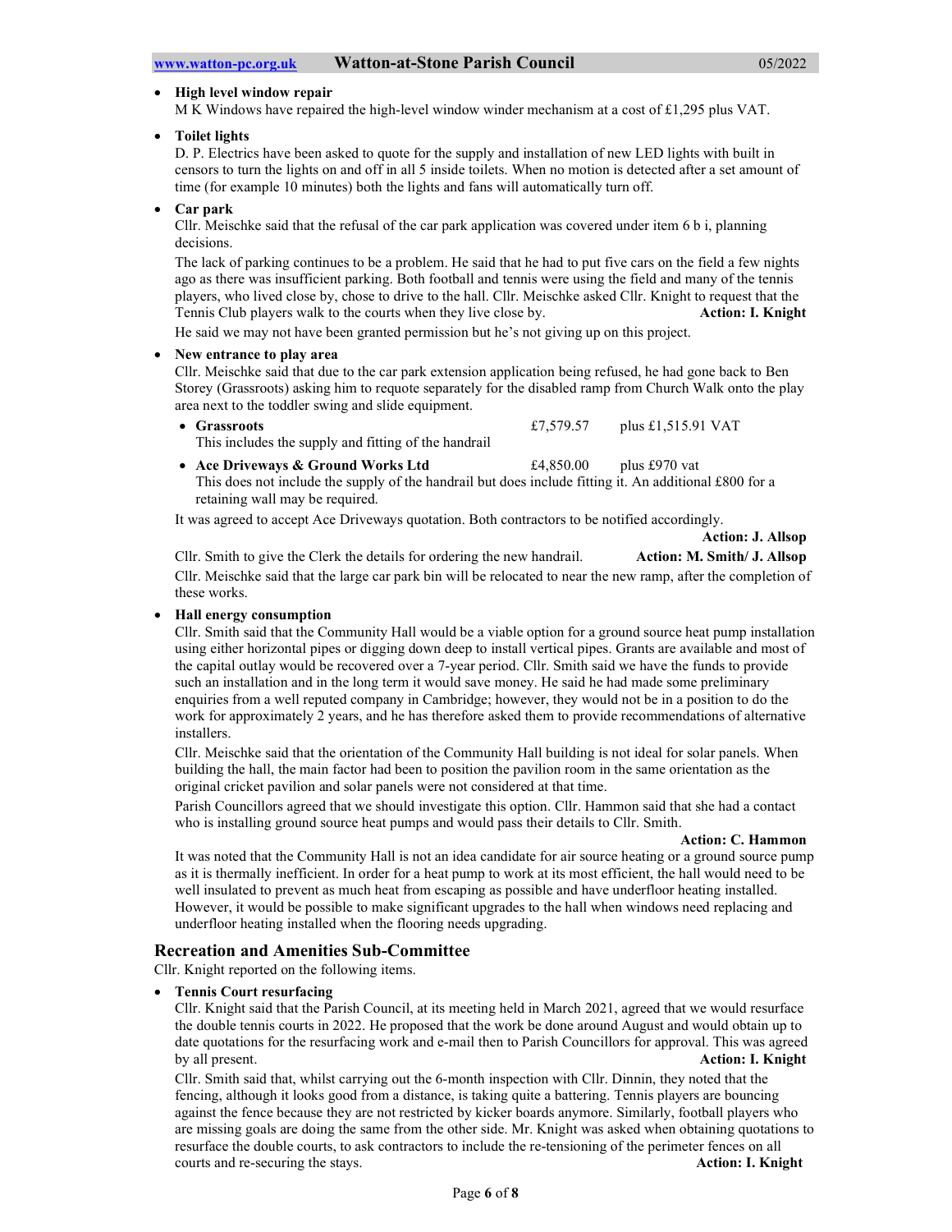- **High level window repair**
  M K Windows have repaired the high-level window winder mechanism at a cost of £1,295 plus VAT.

- **Toilet lights**
  D. P. Electrics have been asked to quote for the supply and installation of new LED lights with built in censors to turn the lights on and off in all 5 inside toilets. When no motion is detected after a set amount of time (for example 10 minutes) both the lights and fans will automatically turn off.

- **Car park**
  Cllr. Meischke said that the refusal of the car park application was covered under item 6 b i, planning decisions.

  The lack of parking continues to be a problem. He said that he had to put five cars on the field a few nights ago as there was insufficient parking. Both football and tennis were using the field and many of the tennis players, who lived close by, chose to drive to the hall. Cllr. Meischke asked Cllr. Knight to request that the Tennis Club players walk to the courts when they live close by. **Action: I. Knight**

  He said we may not have been granted permission but he's not giving up on this project.

- **New entrance to play area**
  Cllr. Meischke said that due to the car park extension application being refused, he had gone back to Ben Storey (Grassroots) asking him to requote separately for the disabled ramp from Church Walk onto the play area next to the toddler swing and slide equipment.

  - **Grassroots** £7,579.57 plus £1,515.91 VAT
    This includes the supply and fitting of the handrail
  - **Ace Driveways & Ground Works Ltd** £4,850.00 plus £970 vat
    This does not include the supply of the handrail but does include fitting it. An additional £800 for a retaining wall may be required.

  It was agreed to accept Ace Driveways quotation. Both contractors to be notified accordingly.
  **Action: J. Allsop**

  Cllr. Smith to give the Clerk the details for ordering the new handrail. **Action: M. Smith/ J. Allsop**

  Cllr. Meischke said that the large car park bin will be relocated to near the new ramp, after the completion of these works.

- **Hall energy consumption**
  Cllr. Smith said that the Community Hall would be a viable option for a ground source heat pump installation using either horizontal pipes or digging down deep to install vertical pipes. Grants are available and most of the capital outlay would be recovered over a 7-year period. Cllr. Smith said we have the funds to provide such an installation and in the long term it would save money. He said he had made some preliminary enquiries from a well reputed company in Cambridge; however, they would not be in a position to do the work for approximately 2 years, and he has therefore asked them to provide recommendations of alternative installers.

  Cllr. Meischke said that the orientation of the Community Hall building is not ideal for solar panels. When building the hall, the main factor had been to position the pavilion room in the same orientation as the original cricket pavilion and solar panels were not considered at that time.

  Parish Councillors agreed that we should investigate this option. Cllr. Hammon said that she had a contact who is installing ground source heat pumps and would pass their details to Cllr. Smith.
  **Action: C. Hammon**

  It was noted that the Community Hall is not an idea candidate for air source heating or a ground source pump as it is thermally inefficient. In order for a heat pump to work at its most efficient, the hall would need to be well insulated to prevent as much heat from escaping as possible and have underfloor heating installed. However, it would be possible to make significant upgrades to the hall when windows need replacing and underfloor heating installed when the flooring needs upgrading.

## Recreation and Amenities Sub-Committee

Cllr. Knight reported on the following items.

- **Tennis Court resurfacing**
  Cllr. Knight said that the Parish Council, at its meeting held in March 2021, agreed that we would resurface the double tennis courts in 2022. He proposed that the work be done around August and would obtain up to date quotations for the resurfacing work and e-mail then to Parish Councillors for approval. This was agreed by all present. **Action: I. Knight**

  Cllr. Smith said that, whilst carrying out the 6-month inspection with Cllr. Dinnin, they noted that the fencing, although it looks good from a distance, is taking quite a battering. Tennis players are bouncing against the fence because they are not restricted by kicker boards anymore. Similarly, football players who are missing goals are doing the same from the other side. Mr. Knight was asked when obtaining quotations to resurface the double courts, to ask contractors to include the re-tensioning of the perimeter fences on all courts and re-securing the stays. **Action: I. Knight**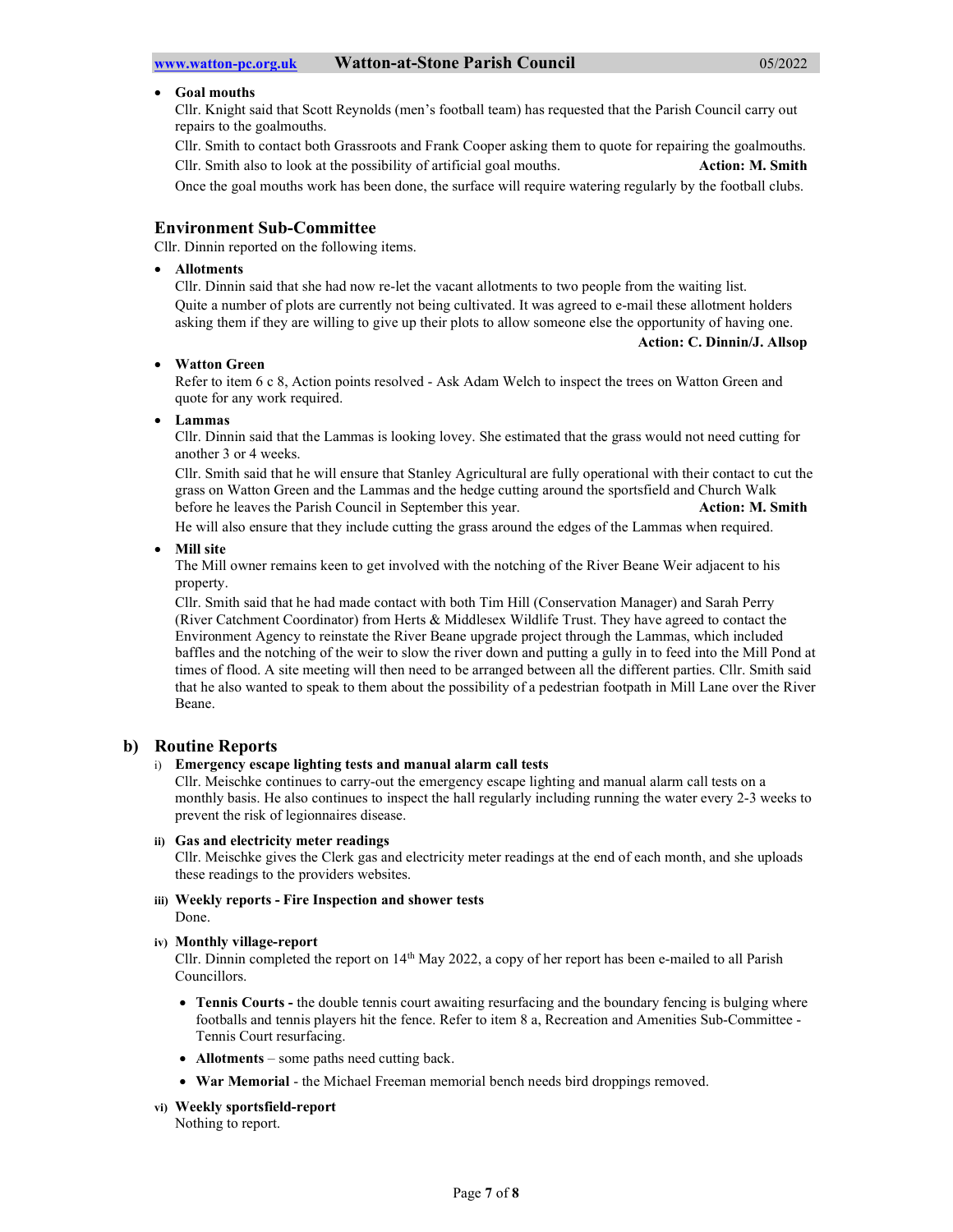- **Goal mouths**
  Cllr. Knight said that Scott Reynolds (men's football team) has requested that the Parish Council carry out repairs to the goalmouths.
  Cllr. Smith to contact both Grassroots and Frank Cooper asking them to quote for repairing the goalmouths.
  Cllr. Smith also to look at the possibility of artificial goal mouths. **Action: M. Smith**
  Once the goal mouths work has been done, the surface will require watering regularly by the football clubs.

### Environment Sub-Committee

Cllr. Dinnin reported on the following items.

- **Allotments**
  Cllr. Dinnin said that she had now re-let the vacant allotments to two people from the waiting list.
  Quite a number of plots are currently not being cultivated. It was agreed to e-mail these allotment holders asking them if they are willing to give up their plots to allow someone else the opportunity of having one.
  **Action: C. Dinnin/J. Allsop**

- **Watton Green**
  Refer to item 6 c 8, Action points resolved - Ask Adam Welch to inspect the trees on Watton Green and quote for any work required.

- **Lammas**
  Cllr. Dinnin said that the Lammas is looking lovey. She estimated that the grass would not need cutting for another 3 or 4 weeks.
  Cllr. Smith said that he will ensure that Stanley Agricultural are fully operational with their contact to cut the grass on Watton Green and the Lammas and the hedge cutting around the sportsfield and Church Walk before he leaves the Parish Council in September this year. **Action: M. Smith**
  He will also ensure that they include cutting the grass around the edges of the Lammas when required.

- **Mill site**
  The Mill owner remains keen to get involved with the notching of the River Beane Weir adjacent to his property.
  Cllr. Smith said that he had made contact with both Tim Hill (Conservation Manager) and Sarah Perry (River Catchment Coordinator) from Herts & Middlesex Wildlife Trust. They have agreed to contact the Environment Agency to reinstate the River Beane upgrade project through the Lammas, which included baffles and the notching of the weir to slow the river down and putting a gully in to feed into the Mill Pond at times of flood. A site meeting will then need to be arranged between all the different parties. Cllr. Smith said that he also wanted to speak to them about the possibility of a pedestrian footpath in Mill Lane over the River Beane.

## b) Routine Reports

i) **Emergency escape lighting tests and manual alarm call tests**
Cllr. Meischke continues to carry-out the emergency escape lighting and manual alarm call tests on a monthly basis. He also continues to inspect the hall regularly including running the water every 2-3 weeks to prevent the risk of legionnaires disease.

ii) **Gas and electricity meter readings**
Cllr. Meischke gives the Clerk gas and electricity meter readings at the end of each month, and she uploads these readings to the providers websites.

iii) **Weekly reports - Fire Inspection and shower tests**
Done.

iv) **Monthly village-report**
Cllr. Dinnin completed the report on 14th May 2022, a copy of her report has been e-mailed to all Parish Councillors.

- **Tennis Courts -** the double tennis court awaiting resurfacing and the boundary fencing is bulging where footballs and tennis players hit the fence. Refer to item 8 a, Recreation and Amenities Sub-Committee - Tennis Court resurfacing.
- **Allotments** – some paths need cutting back.
- **War Memorial** - the Michael Freeman memorial bench needs bird droppings removed.

vi) **Weekly sportsfield-report**
Nothing to report.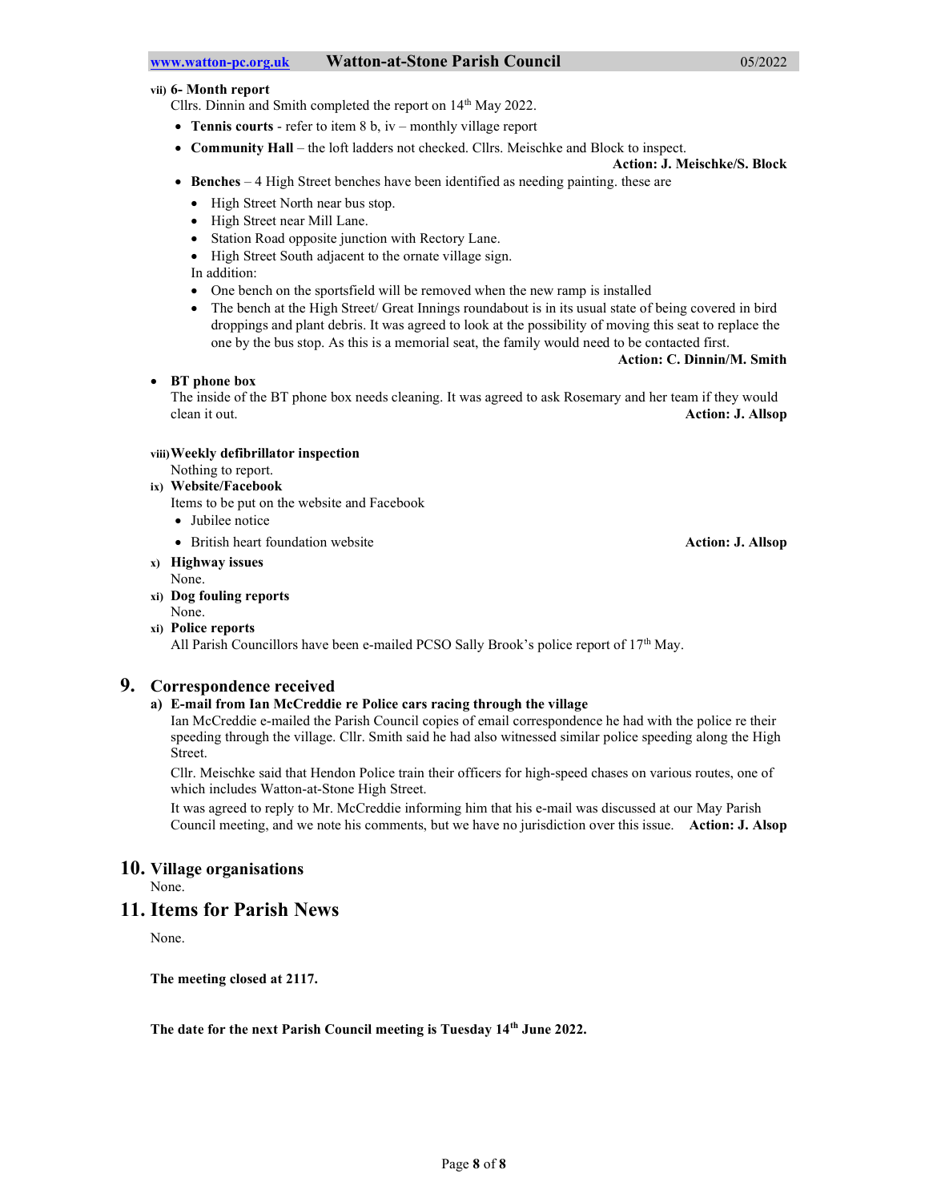**vii) 6- Month report**

Cllrs. Dinnin and Smith completed the report on 14th May 2022.

- **Tennis courts** - refer to item 8 b, iv – monthly village report
- **Community Hall** – the loft ladders not checked. Cllrs. Meischke and Block to inspect.

**Action: J. Meischke/S. Block**

- **Benches** – 4 High Street benches have been identified as needing painting. these are
  - High Street North near bus stop.
  - High Street near Mill Lane.
  - Station Road opposite junction with Rectory Lane.
  - High Street South adjacent to the ornate village sign.

  In addition:
  - One bench on the sportsfield will be removed when the new ramp is installed
  - The bench at the High Street/ Great Innings roundabout is in its usual state of being covered in bird droppings and plant debris. It was agreed to look at the possibility of moving this seat to replace the one by the bus stop. As this is a memorial seat, the family would need to be contacted first.

**Action: C. Dinnin/M. Smith**

- **BT phone box**

  The inside of the BT phone box needs cleaning. It was agreed to ask Rosemary and her team if they would clean it out. **Action: J. Allsop**

**viii) Weekly defibrillator inspection**

Nothing to report.

**ix) Website/Facebook**

Items to be put on the website and Facebook

- Jubilee notice
- British heart foundation website **Action: J. Allsop**

**x) Highway issues**

None.

**xi) Dog fouling reports**

None.

**xi) Police reports**

All Parish Councillors have been e-mailed PCSO Sally Brook's police report of 17th May.

## 9. Correspondence received

**a) E-mail from Ian McCreddie re Police cars racing through the village**

Ian McCreddie e-mailed the Parish Council copies of email correspondence he had with the police re their speeding through the village. Cllr. Smith said he had also witnessed similar police speeding along the High Street.

Cllr. Meischke said that Hendon Police train their officers for high-speed chases on various routes, one of which includes Watton-at-Stone High Street.

It was agreed to reply to Mr. McCreddie informing him that his e-mail was discussed at our May Parish Council meeting, and we note his comments, but we have no jurisdiction over this issue. **Action: J. Alsop**

## 10. Village organisations

None.

## 11. Items for Parish News

None.

**The meeting closed at 2117.**

**The date for the next Parish Council meeting is Tuesday 14th June 2022.**